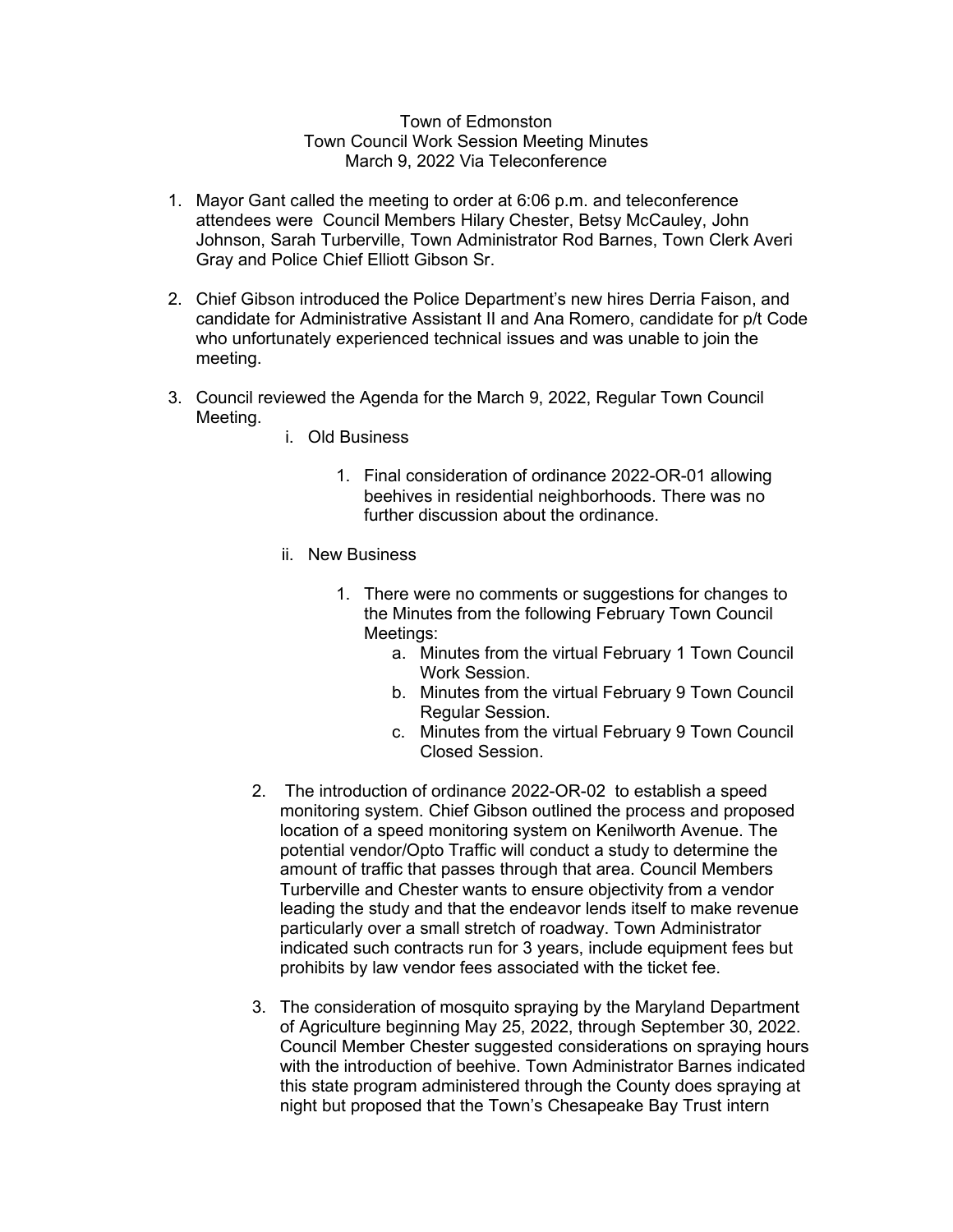Town of Edmonston
Town Council Work Session Meeting Minutes
March 9, 2022 Via Teleconference

1. Mayor Gant called the meeting to order at 6:06 p.m. and teleconference attendees were Council Members Hilary Chester, Betsy McCauley, John Johnson, Sarah Turberville, Town Administrator Rod Barnes, Town Clerk Averi Gray and Police Chief Elliott Gibson Sr.

2. Chief Gibson introduced the Police Department's new hires Derria Faison, and candidate for Administrative Assistant II and Ana Romero, candidate for p/t Code who unfortunately experienced technical issues and was unable to join the meeting.

3. Council reviewed the Agenda for the March 9, 2022, Regular Town Council Meeting.

   i. Old Business

      1. Final consideration of ordinance 2022-OR-01 allowing beehives in residential neighborhoods. There was no further discussion about the ordinance.

   ii. New Business

      1. There were no comments or suggestions for changes to the Minutes from the following February Town Council Meetings:
         a. Minutes from the virtual February 1 Town Council Work Session.
         b. Minutes from the virtual February 9 Town Council Regular Session.
         c. Minutes from the virtual February 9 Town Council Closed Session.

      2. The introduction of ordinance 2022-OR-02 to establish a speed monitoring system. Chief Gibson outlined the process and proposed location of a speed monitoring system on Kenilworth Avenue. The potential vendor/Opto Traffic will conduct a study to determine the amount of traffic that passes through that area. Council Members Turberville and Chester wants to ensure objectivity from a vendor leading the study and that the endeavor lends itself to make revenue particularly over a small stretch of roadway. Town Administrator indicated such contracts run for 3 years, include equipment fees but prohibits by law vendor fees associated with the ticket fee.

      3. The consideration of mosquito spraying by the Maryland Department of Agriculture beginning May 25, 2022, through September 30, 2022. Council Member Chester suggested considerations on spraying hours with the introduction of beehive. Town Administrator Barnes indicated this state program administered through the County does spraying at night but proposed that the Town's Chesapeake Bay Trust intern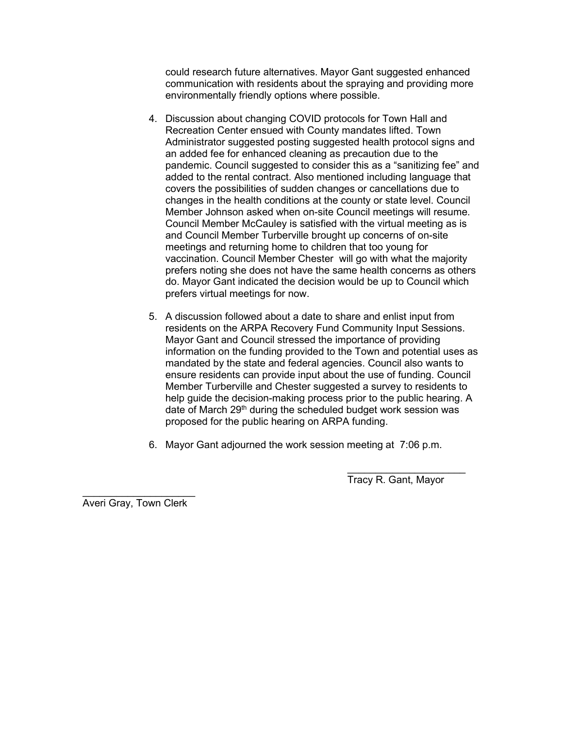could research future alternatives. Mayor Gant suggested enhanced communication with residents about the spraying and providing more environmentally friendly options where possible.

4. Discussion about changing COVID protocols for Town Hall and Recreation Center ensued with County mandates lifted. Town Administrator suggested posting suggested health protocol signs and an added fee for enhanced cleaning as precaution due to the pandemic. Council suggested to consider this as a "sanitizing fee" and added to the rental contract. Also mentioned including language that covers the possibilities of sudden changes or cancellations due to changes in the health conditions at the county or state level. Council Member Johnson asked when on-site Council meetings will resume. Council Member McCauley is satisfied with the virtual meeting as is and Council Member Turberville brought up concerns of on-site meetings and returning home to children that too young for vaccination. Council Member Chester will go with what the majority prefers noting she does not have the same health concerns as others do. Mayor Gant indicated the decision would be up to Council which prefers virtual meetings for now.

5. A discussion followed about a date to share and enlist input from residents on the ARPA Recovery Fund Community Input Sessions. Mayor Gant and Council stressed the importance of providing information on the funding provided to the Town and potential uses as mandated by the state and federal agencies. Council also wants to ensure residents can provide input about the use of funding. Council Member Turberville and Chester suggested a survey to residents to help guide the decision-making process prior to the public hearing. A date of March 29th during the scheduled budget work session was proposed for the public hearing on ARPA funding.

6. Mayor Gant adjourned the work session meeting at 7:06 p.m.

______________________
Tracy R. Gant, Mayor

______________________
Averi Gray, Town Clerk